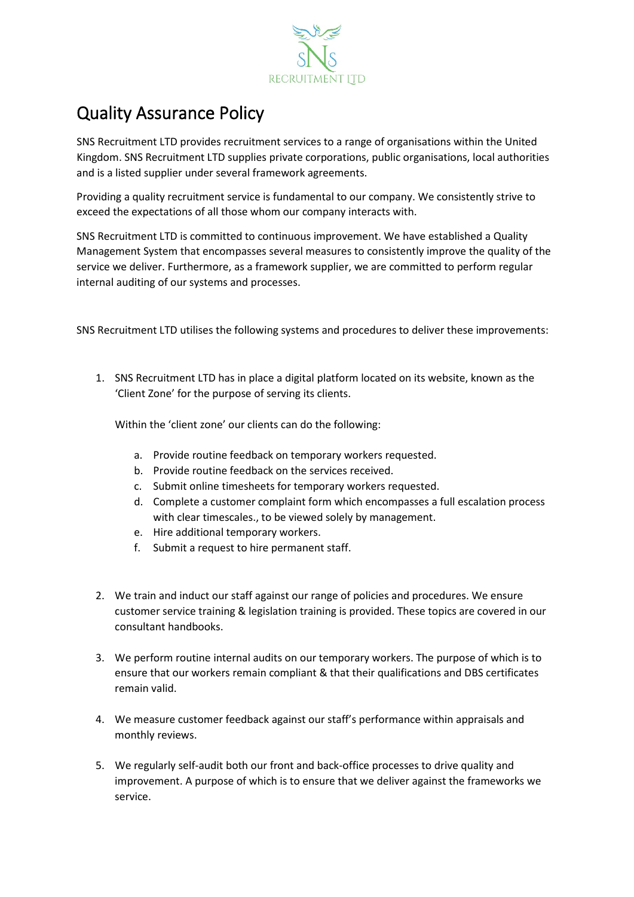# Quality Assurance Policy

SNS Recruitment LTD provides recruitment services to a range of organisations within the United Kingdom. SNS Recruitment LTD supplies private corporations, public organisations, local authorities and is a listed supplier under several framework agreements.

Providing a quality recruitment service is fundamental to our company. We consistently strive to exceed the expectations of all those whom our company interacts with.

SNS Recruitment LTD is committed to continuous improvement. We have established a Quality Management System that encompasses several measures to consistently improve the quality of the service we deliver. Furthermore, as a framework supplier, we are committed to perform regular internal auditing of our systems and processes.

SNS Recruitment LTD utilises the following systems and procedures to deliver these improvements:

1. SNS Recruitment LTD has in place a digital platform located on its website, known as the 'Client Zone' for the purpose of serving its clients.

   Within the 'client zone' our clients can do the following:

   a. Provide routine feedback on temporary workers requested.
   b. Provide routine feedback on the services received.
   c. Submit online timesheets for temporary workers requested.
   d. Complete a customer complaint form which encompasses a full escalation process with clear timescales., to be viewed solely by management.
   e. Hire additional temporary workers.
   f. Submit a request to hire permanent staff.

2. We train and induct our staff against our range of policies and procedures. We ensure customer service training & legislation training is provided. These topics are covered in our consultant handbooks.

3. We perform routine internal audits on our temporary workers. The purpose of which is to ensure that our workers remain compliant & that their qualifications and DBS certificates remain valid.

4. We measure customer feedback against our staff's performance within appraisals and monthly reviews.

5. We regularly self-audit both our front and back-office processes to drive quality and improvement. A purpose of which is to ensure that we deliver against the frameworks we service.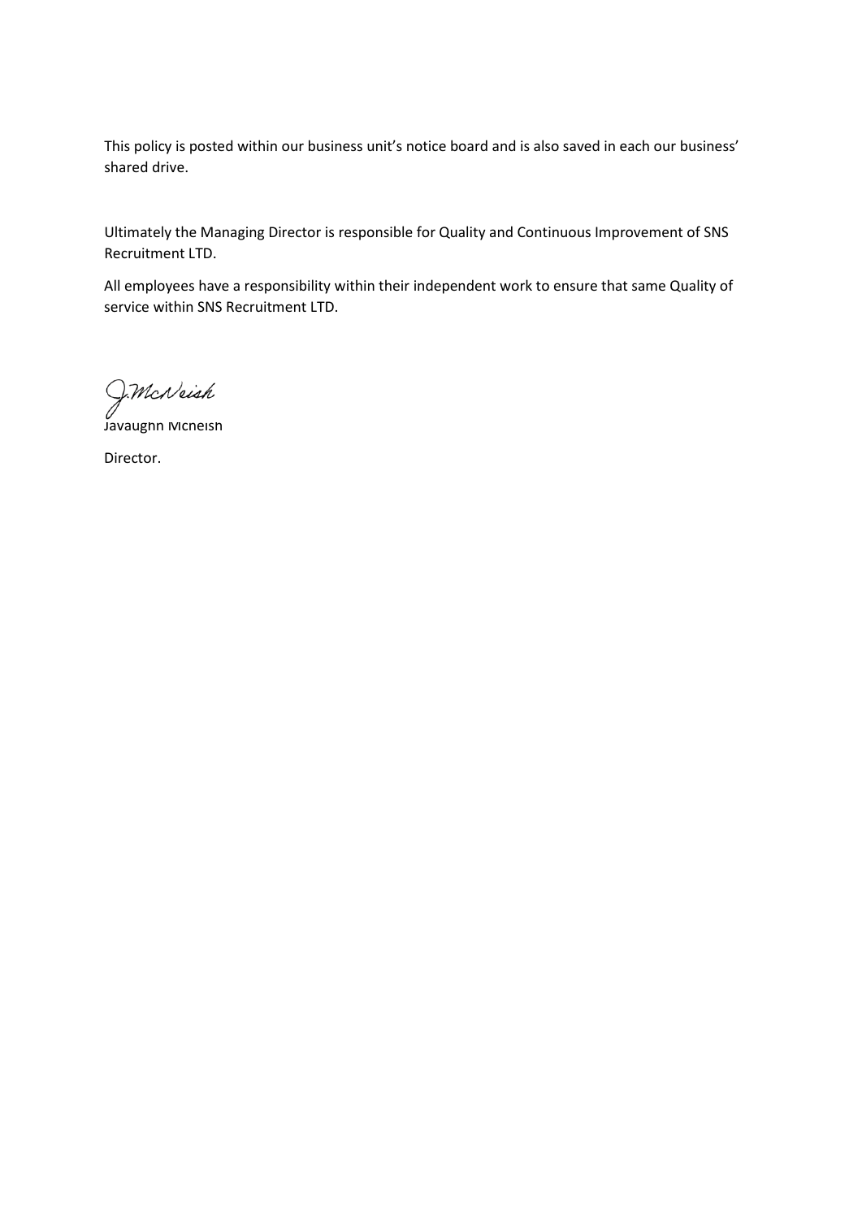This policy is posted within our business unit's notice board and is also saved in each our business' shared drive.

Ultimately the Managing Director is responsible for Quality and Continuous Improvement of SNS Recruitment LTD.

All employees have a responsibility within their independent work to ensure that same Quality of service within SNS Recruitment LTD.

J.McNeish

Javaughn Mcneish

Director.